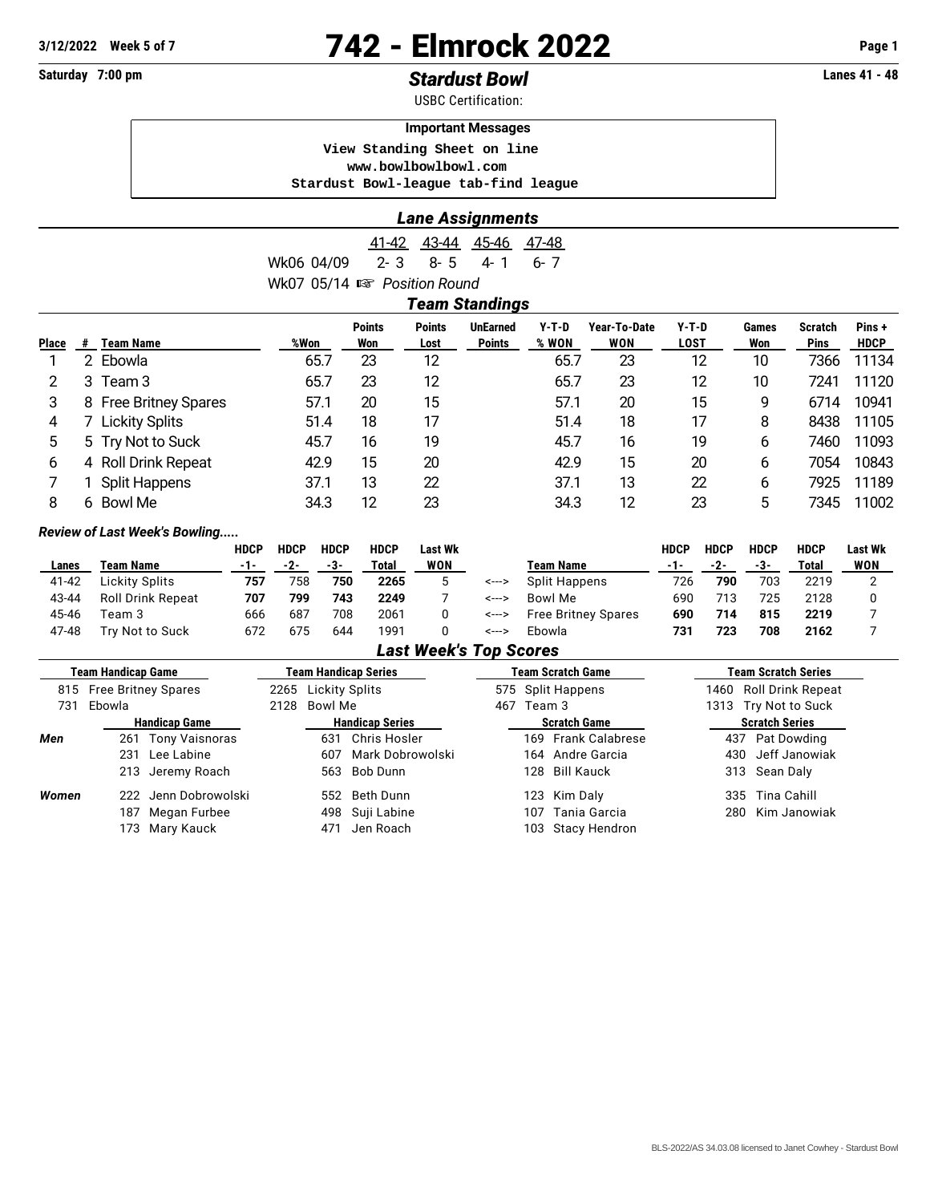3/12/2022 Week 5 of 7

# 742 - Elmrock 2022

Saturday 7:00 pm

## *Stardust Bowl*

Lanes 41 - 48

USBC Certification:

**Important Messages**

```
View Standing Sheet on line
www.bowlbowlbowl.com
Stardust Bowl-league tab-find league
```

### *Lane Assignments*

| | 41-42 | 43-44 | 45-46 | 47-48 |
|---|---|---|---|---|
| Wk06 04/09 | 2- 3 | 8- 5 | 4- 1 | 6- 7 |
| Wk07 05/14 ☞ *Position Round* | | | | |

### *Team Standings*

| Place | # | Team Name | %Won | Points Won | Points Lost | UnEarned Points | Y-T-D % WON | Year-To-Date WON | Y-T-D LOST | Games Won | Scratch Pins | Pins + HDCP |
|---|---|---|---|---|---|---|---|---|---|---|---|---|
| 1 | 2 | Ebowla | 65.7 | 23 | 12 | | 65.7 | 23 | 12 | 10 | 7366 | 11134 |
| 2 | 3 | Team 3 | 65.7 | 23 | 12 | | 65.7 | 23 | 12 | 10 | 7241 | 11120 |
| 3 | 8 | Free Britney Spares | 57.1 | 20 | 15 | | 57.1 | 20 | 15 | 9 | 6714 | 10941 |
| 4 | 7 | Lickity Splits | 51.4 | 18 | 17 | | 51.4 | 18 | 17 | 8 | 8438 | 11105 |
| 5 | 5 | Try Not to Suck | 45.7 | 16 | 19 | | 45.7 | 16 | 19 | 6 | 7460 | 11093 |
| 6 | 4 | Roll Drink Repeat | 42.9 | 15 | 20 | | 42.9 | 15 | 20 | 6 | 7054 | 10843 |
| 7 | 1 | Split Happens | 37.1 | 13 | 22 | | 37.1 | 13 | 22 | 6 | 7925 | 11189 |
| 8 | 6 | Bowl Me | 34.3 | 12 | 23 | | 34.3 | 12 | 23 | 5 | 7345 | 11002 |

***Review of Last Week's Bowling.....***

| Lanes | Team Name | HDCP -1- | HDCP -2- | HDCP -3- | HDCP Total | Last Wk WON | | Team Name | HDCP -1- | HDCP -2- | HDCP -3- | HDCP Total | Last Wk WON |
|---|---|---|---|---|---|---|---|---|---|---|---|---|---|
| 41-42 | Lickity Splits | **757** | 758 | **750** | **2265** | 5 | <---> | Split Happens | 726 | **790** | 703 | 2219 | 2 |
| 43-44 | Roll Drink Repeat | **707** | **799** | **743** | **2249** | 7 | <---> | Bowl Me | 690 | 713 | 725 | 2128 | 0 |
| 45-46 | Team 3 | 666 | 687 | 708 | 2061 | 0 | <---> | Free Britney Spares | **690** | **714** | **815** | **2219** | 7 |
| 47-48 | Try Not to Suck | 672 | 675 | 644 | 1991 | 0 | <---> | Ebowla | **731** | **723** | **708** | **2162** | 7 |

### *Last Week's Top Scores*

| Team Handicap Game | Team Handicap Series | Team Scratch Game | Team Scratch Series |
|---|---|---|---|
| 815 Free Britney Spares | 2265 Lickity Splits | 575 Split Happens | 1460 Roll Drink Repeat |
| 731 Ebowla | 2128 Bowl Me | 467 Team 3 | 1313 Try Not to Suck |

| | Handicap Game | Handicap Series | Scratch Game | Scratch Series |
|---|---|---|---|---|
| ***Men*** | 261 Tony Vaisnoras | 631 Chris Hosler | 169 Frank Calabrese | 437 Pat Dowding |
| | 231 Lee Labine | 607 Mark Dobrowolski | 164 Andre Garcia | 430 Jeff Janowiak |
| | 213 Jeremy Roach | 563 Bob Dunn | 128 Bill Kauck | 313 Sean Daly |
| ***Women*** | 222 Jenn Dobrowolski | 552 Beth Dunn | 123 Kim Daly | 335 Tina Cahill |
| | 187 Megan Furbee | 498 Suji Labine | 107 Tania Garcia | 280 Kim Janowiak |
| | 173 Mary Kauck | 471 Jen Roach | 103 Stacy Hendron | |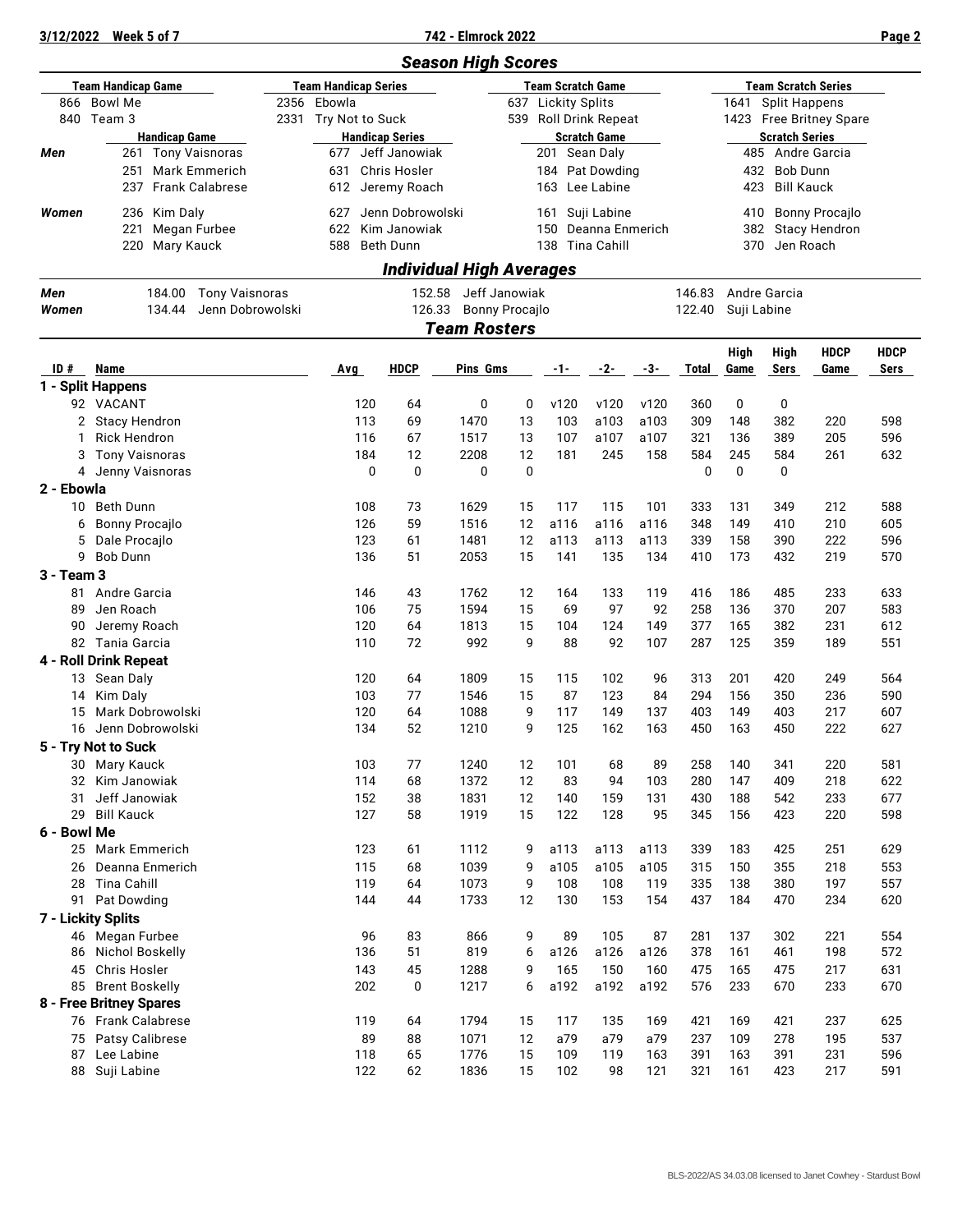## Season High Scores

| Team Handicap Game | Team Handicap Series | Team Scratch Game | Team Scratch Series |
|---|---|---|---|
| 866 Bowl Me | 2356 Ebowla | 637 Lickity Splits | 1641 Split Happens |
| 840 Team 3 | 2331 Try Not to Suck | 539 Roll Drink Repeat | 1423 Free Britney Spare |

| | Handicap Game | Handicap Series | Scratch Game | Scratch Series |
|---|---|---|---|---|
| **Men** | 261 Tony Vaisnoras | 677 Jeff Janowiak | 201 Sean Daly | 485 Andre Garcia |
| | 251 Mark Emmerich | 631 Chris Hosler | 184 Pat Dowding | 432 Bob Dunn |
| | 237 Frank Calabrese | 612 Jeremy Roach | 163 Lee Labine | 423 Bill Kauck |
| **Women** | 236 Kim Daly | 627 Jenn Dobrowolski | 161 Suji Labine | 410 Bonny Procajlo |
| | 221 Megan Furbee | 622 Kim Janowiak | 150 Deanna Enmerich | 382 Stacy Hendron |
| | 220 Mary Kauck | 588 Beth Dunn | 138 Tina Cahill | 370 Jen Roach |

## Individual High Averages

| | | | |
|---|---|---|---|
| **Men** | 184.00 Tony Vaisnoras | 152.58 Jeff Janowiak | 146.83 Andre Garcia |
| **Women** | 134.44 Jenn Dobrowolski | 126.33 Bonny Procajlo | 122.40 Suji Labine |

## Team Rosters

| ID # | Name | Avg | HDCP | Pins | Gms | -1- | -2- | -3- | Total | High Game | High Sers | HDCP Game | HDCP Sers |
|---|---|---|---|---|---|---|---|---|---|---|---|---|---|
| **1 - Split Happens** | | | | | | | | | | | | | |
| 92 | VACANT | 120 | 64 | 0 | 0 | v120 | v120 | v120 | 360 | 0 | 0 | | |
| 2 | Stacy Hendron | 113 | 69 | 1470 | 13 | 103 | a103 | a103 | 309 | 148 | 382 | 220 | 598 |
| 1 | Rick Hendron | 116 | 67 | 1517 | 13 | 107 | a107 | a107 | 321 | 136 | 389 | 205 | 596 |
| 3 | Tony Vaisnoras | 184 | 12 | 2208 | 12 | 181 | 245 | 158 | 584 | 245 | 584 | 261 | 632 |
| 4 | Jenny Vaisnoras | 0 | 0 | 0 | 0 | | | | 0 | 0 | 0 | | |
| **2 - Ebowla** | | | | | | | | | | | | | |
| 10 | Beth Dunn | 108 | 73 | 1629 | 15 | 117 | 115 | 101 | 333 | 131 | 349 | 212 | 588 |
| 6 | Bonny Procajlo | 126 | 59 | 1516 | 12 | a116 | a116 | a116 | 348 | 149 | 410 | 210 | 605 |
| 5 | Dale Procajlo | 123 | 61 | 1481 | 12 | a113 | a113 | a113 | 339 | 158 | 390 | 222 | 596 |
| 9 | Bob Dunn | 136 | 51 | 2053 | 15 | 141 | 135 | 134 | 410 | 173 | 432 | 219 | 570 |
| **3 - Team 3** | | | | | | | | | | | | | |
| 81 | Andre Garcia | 146 | 43 | 1762 | 12 | 164 | 133 | 119 | 416 | 186 | 485 | 233 | 633 |
| 89 | Jen Roach | 106 | 75 | 1594 | 15 | 69 | 97 | 92 | 258 | 136 | 370 | 207 | 583 |
| 90 | Jeremy Roach | 120 | 64 | 1813 | 15 | 104 | 124 | 149 | 377 | 165 | 382 | 231 | 612 |
| 82 | Tania Garcia | 110 | 72 | 992 | 9 | 88 | 92 | 107 | 287 | 125 | 359 | 189 | 551 |
| **4 - Roll Drink Repeat** | | | | | | | | | | | | | |
| 13 | Sean Daly | 120 | 64 | 1809 | 15 | 115 | 102 | 96 | 313 | 201 | 420 | 249 | 564 |
| 14 | Kim Daly | 103 | 77 | 1546 | 15 | 87 | 123 | 84 | 294 | 156 | 350 | 236 | 590 |
| 15 | Mark Dobrowolski | 120 | 64 | 1088 | 9 | 117 | 149 | 137 | 403 | 149 | 403 | 217 | 607 |
| 16 | Jenn Dobrowolski | 134 | 52 | 1210 | 9 | 125 | 162 | 163 | 450 | 163 | 450 | 222 | 627 |
| **5 - Try Not to Suck** | | | | | | | | | | | | | |
| 30 | Mary Kauck | 103 | 77 | 1240 | 12 | 101 | 68 | 89 | 258 | 140 | 341 | 220 | 581 |
| 32 | Kim Janowiak | 114 | 68 | 1372 | 12 | 83 | 94 | 103 | 280 | 147 | 409 | 218 | 622 |
| 31 | Jeff Janowiak | 152 | 38 | 1831 | 12 | 140 | 159 | 131 | 430 | 188 | 542 | 233 | 677 |
| 29 | Bill Kauck | 127 | 58 | 1919 | 15 | 122 | 128 | 95 | 345 | 156 | 423 | 220 | 598 |
| **6 - Bowl Me** | | | | | | | | | | | | | |
| 25 | Mark Emmerich | 123 | 61 | 1112 | 9 | a113 | a113 | a113 | 339 | 183 | 425 | 251 | 629 |
| 26 | Deanna Enmerich | 115 | 68 | 1039 | 9 | a105 | a105 | a105 | 315 | 150 | 355 | 218 | 553 |
| 28 | Tina Cahill | 119 | 64 | 1073 | 9 | 108 | 108 | 119 | 335 | 138 | 380 | 197 | 557 |
| 91 | Pat Dowding | 144 | 44 | 1733 | 12 | 130 | 153 | 154 | 437 | 184 | 470 | 234 | 620 |
| **7 - Lickity Splits** | | | | | | | | | | | | | |
| 46 | Megan Furbee | 96 | 83 | 866 | 9 | 89 | 105 | 87 | 281 | 137 | 302 | 221 | 554 |
| 86 | Nichol Boskelly | 136 | 51 | 819 | 6 | a126 | a126 | a126 | 378 | 161 | 461 | 198 | 572 |
| 45 | Chris Hosler | 143 | 45 | 1288 | 9 | 165 | 150 | 160 | 475 | 165 | 475 | 217 | 631 |
| 85 | Brent Boskelly | 202 | 0 | 1217 | 6 | a192 | a192 | a192 | 576 | 233 | 670 | 233 | 670 |
| **8 - Free Britney Spares** | | | | | | | | | | | | | |
| 76 | Frank Calabrese | 119 | 64 | 1794 | 15 | 117 | 135 | 169 | 421 | 169 | 421 | 237 | 625 |
| 75 | Patsy Calibrese | 89 | 88 | 1071 | 12 | a79 | a79 | a79 | 237 | 109 | 278 | 195 | 537 |
| 87 | Lee Labine | 118 | 65 | 1776 | 15 | 109 | 119 | 163 | 391 | 163 | 391 | 231 | 596 |
| 88 | Suji Labine | 122 | 62 | 1836 | 15 | 102 | 98 | 121 | 321 | 161 | 423 | 217 | 591 |